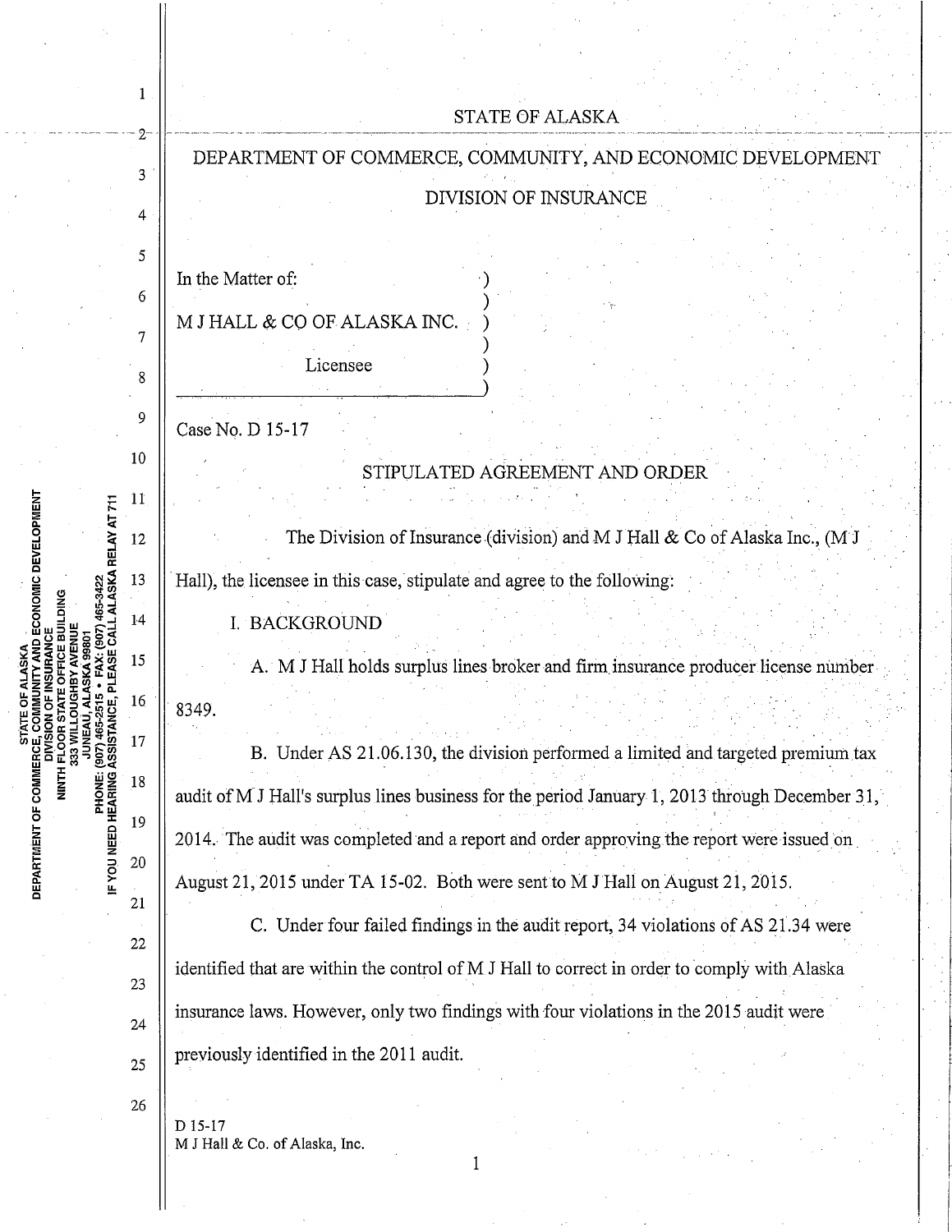STATE OF ALASKA

DEPARTMENT OF COMMERCE, COMMUNITY, AND ECONOMIC DEVELOPMENT

DIVISION OF INSURANCE

In the Matter of:

M J HALL & CO OF ALASKA INC.

Licensee

Case No. D 15-17

STIPULATED AGREEMENT AND ORDER

The Division of Insurance (division) and M J Hall & Co of Alaska Inc., (M J Hall), the licensee in this case, stipulate and agree to the following:

I. BACKGROUND

A. M J Hall holds surplus lines broker and firm insurance producer license number 8349.

B. Under AS 21.06.130, the division performed a limited and targeted premium tax audit of M J Hall's surplus lines business for the period January 1, 2013 through December 31, 2014. The audit was completed and a report and order approving the report were issued on August 21, 2015 under TA 15-02. Both were sent to M J Hall on August 21, 2015.

C. Under four failed findings in the audit report, 34 violations of AS 21.34 were identified that are within the control of M J Hall to correct in order to comply with Alaska insurance laws. However, only two findings with four violations in the 2015 audit were previously identified in the 2011 audit.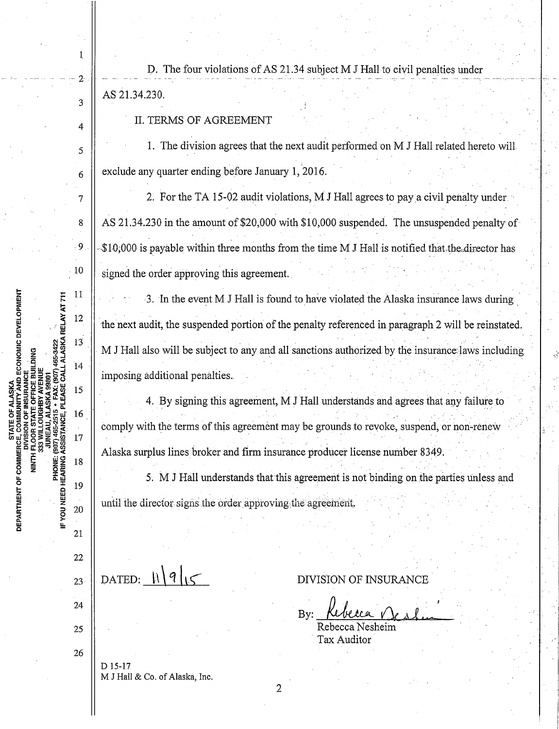D. The four violations of AS 21.34 subject M J Hall to civil penalties under AS 21.34.230.

II. TERMS OF AGREEMENT

1. The division agrees that the next audit performed on M J Hall related hereto will exclude any quarter ending before January 1, 2016.

2. For the TA 15-02 audit violations, M J Hall agrees to pay a civil penalty under AS 21.34.230 in the amount of $20,000 with $10,000 suspended. The unsuspended penalty of $10,000 is payable within three months from the time M J Hall is notified that the director has signed the order approving this agreement.

3. In the event M J Hall is found to have violated the Alaska insurance laws during the next audit, the suspended portion of the penalty referenced in paragraph 2 will be reinstated. M J Hall also will be subject to any and all sanctions authorized by the insurance laws including imposing additional penalties.

4. By signing this agreement, M J Hall understands and agrees that any failure to comply with the terms of this agreement may be grounds to revoke, suspend, or non-renew Alaska surplus lines broker and firm insurance producer license number 8349.

5. M J Hall understands that this agreement is not binding on the parties unless and until the director signs the order approving the agreement.

DATED: 11/9/15

DIVISION OF INSURANCE

By: Rebecca Nesheim
Rebecca Nesheim
Tax Auditor

D 15-17
M J Hall & Co. of Alaska, Inc.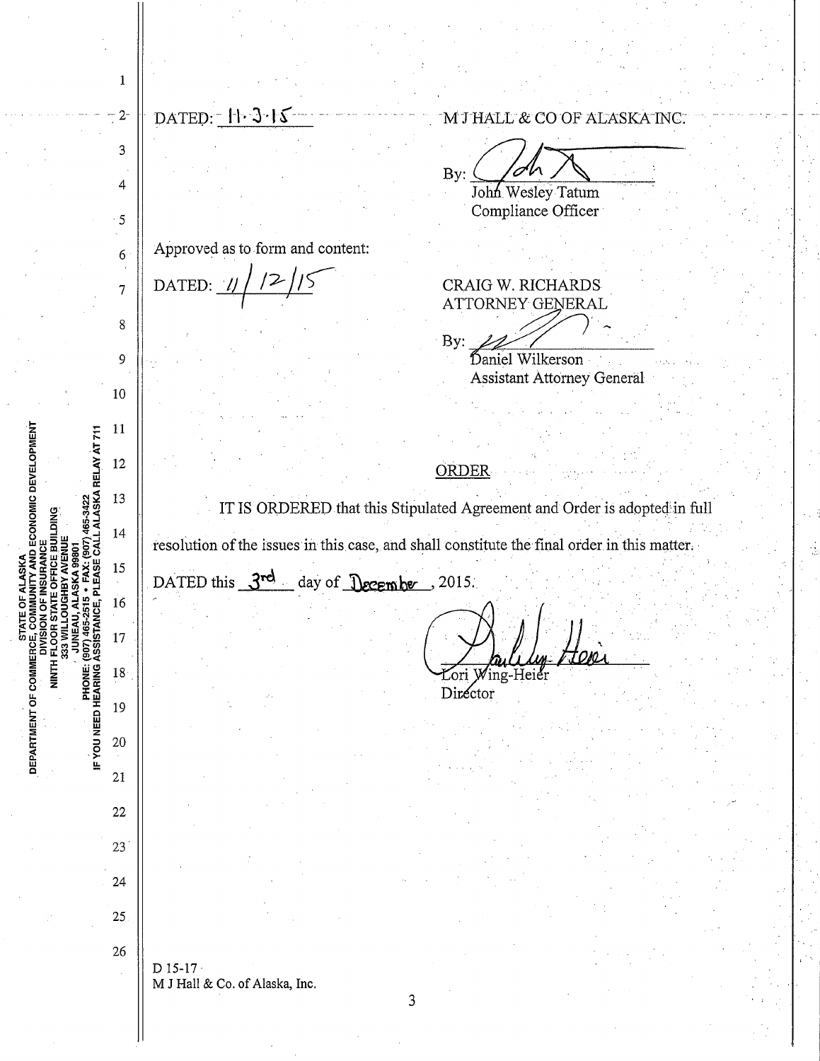DATED: 11-3-15

M J HALL & CO OF ALASKA INC.

By: 
John Wesley Tatum
Compliance Officer

Approved as to form and content:

DATED: 11/12/15

CRAIG W. RICHARDS
ATTORNEY GENERAL

By: 
Daniel Wilkerson
Assistant Attorney General

## ORDER

IT IS ORDERED that this Stipulated Agreement and Order is adopted in full resolution of the issues in this case, and shall constitute the final order in this matter.

DATED this 3rd day of December, 2015.

Lori Wing-Heier
Director

D 15-17
M J Hall & Co. of Alaska, Inc.